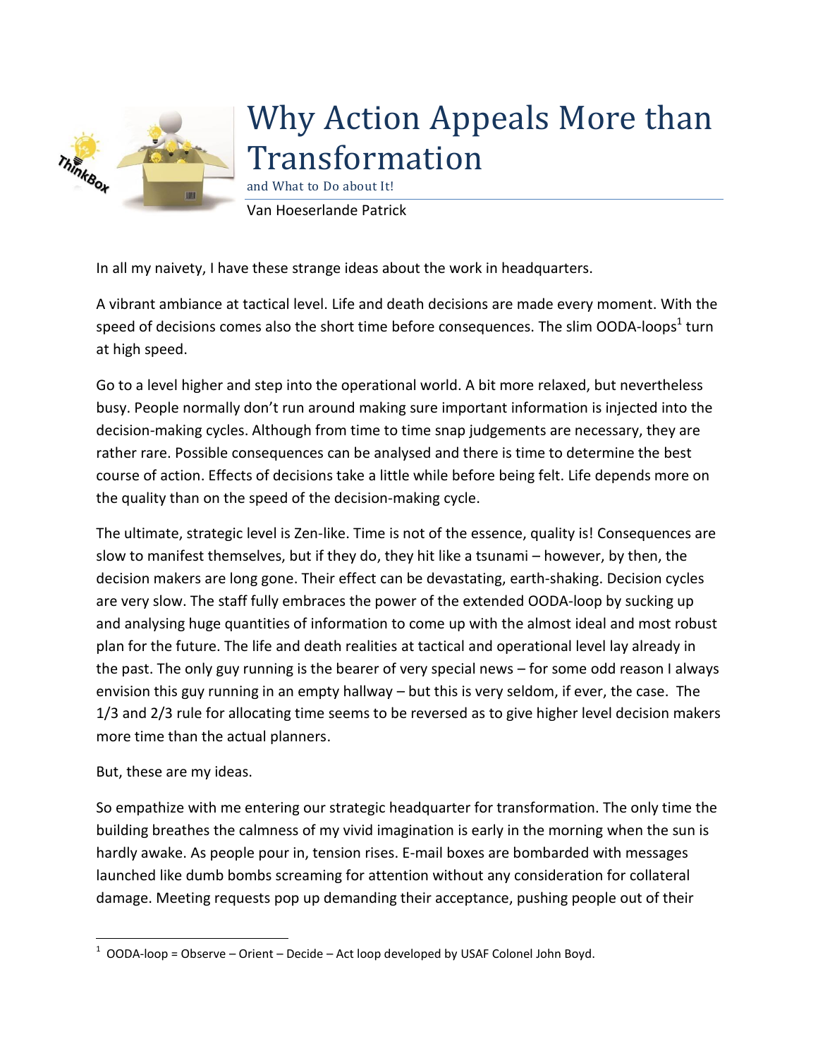# Why Action Appeals More than Transformation

and What to Do about It!

Van Hoeserlande Patrick

In all my naivety, I have these strange ideas about the work in headquarters.

A vibrant ambiance at tactical level. Life and death decisions are made every moment. With the speed of decisions comes also the short time before consequences. The slim OODA-loops[1] turn at high speed.

Go to a level higher and step into the operational world. A bit more relaxed, but nevertheless busy. People normally don't run around making sure important information is injected into the decision-making cycles. Although from time to time snap judgements are necessary, they are rather rare. Possible consequences can be analysed and there is time to determine the best course of action. Effects of decisions take a little while before being felt. Life depends more on the quality than on the speed of the decision-making cycle.

The ultimate, strategic level is Zen-like. Time is not of the essence, quality is! Consequences are slow to manifest themselves, but if they do, they hit like a tsunami – however, by then, the decision makers are long gone. Their effect can be devastating, earth-shaking. Decision cycles are very slow. The staff fully embraces the power of the extended OODA-loop by sucking up and analysing huge quantities of information to come up with the almost ideal and most robust plan for the future. The life and death realities at tactical and operational level lay already in the past. The only guy running is the bearer of very special news – for some odd reason I always envision this guy running in an empty hallway – but this is very seldom, if ever, the case. The 1/3 and 2/3 rule for allocating time seems to be reversed as to give higher level decision makers more time than the actual planners.

But, these are my ideas.

So empathize with me entering our strategic headquarter for transformation. The only time the building breathes the calmness of my vivid imagination is early in the morning when the sun is hardly awake. As people pour in, tension rises. E-mail boxes are bombarded with messages launched like dumb bombs screaming for attention without any consideration for collateral damage. Meeting requests pop up demanding their acceptance, pushing people out of their

[1] OODA-loop = Observe – Orient – Decide – Act loop developed by USAF Colonel John Boyd.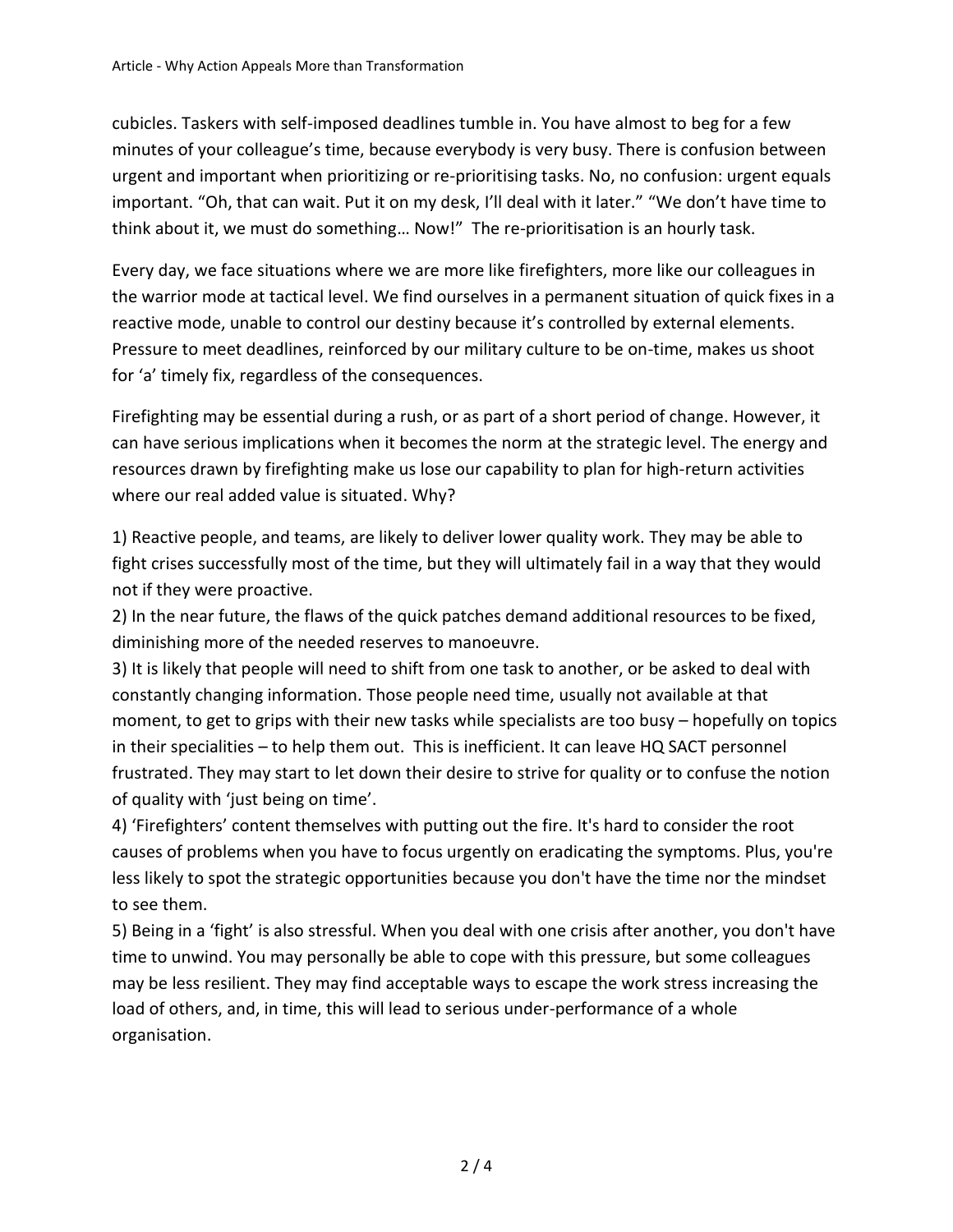cubicles. Taskers with self-imposed deadlines tumble in. You have almost to beg for a few minutes of your colleague's time, because everybody is very busy. There is confusion between urgent and important when prioritizing or re-prioritising tasks. No, no confusion: urgent equals important. "Oh, that can wait. Put it on my desk, I'll deal with it later." "We don't have time to think about it, we must do something… Now!" The re-prioritisation is an hourly task.

Every day, we face situations where we are more like firefighters, more like our colleagues in the warrior mode at tactical level. We find ourselves in a permanent situation of quick fixes in a reactive mode, unable to control our destiny because it's controlled by external elements. Pressure to meet deadlines, reinforced by our military culture to be on-time, makes us shoot for 'a' timely fix, regardless of the consequences.

Firefighting may be essential during a rush, or as part of a short period of change. However, it can have serious implications when it becomes the norm at the strategic level. The energy and resources drawn by firefighting make us lose our capability to plan for high-return activities where our real added value is situated. Why?

1) Reactive people, and teams, are likely to deliver lower quality work. They may be able to fight crises successfully most of the time, but they will ultimately fail in a way that they would not if they were proactive.
2) In the near future, the flaws of the quick patches demand additional resources to be fixed, diminishing more of the needed reserves to manoeuvre.
3) It is likely that people will need to shift from one task to another, or be asked to deal with constantly changing information. Those people need time, usually not available at that moment, to get to grips with their new tasks while specialists are too busy – hopefully on topics in their specialities – to help them out. This is inefficient. It can leave HQ SACT personnel frustrated. They may start to let down their desire to strive for quality or to confuse the notion of quality with 'just being on time'.
4) 'Firefighters' content themselves with putting out the fire. It's hard to consider the root causes of problems when you have to focus urgently on eradicating the symptoms. Plus, you're less likely to spot the strategic opportunities because you don't have the time nor the mindset to see them.
5) Being in a 'fight' is also stressful. When you deal with one crisis after another, you don't have time to unwind. You may personally be able to cope with this pressure, but some colleagues may be less resilient. They may find acceptable ways to escape the work stress increasing the load of others, and, in time, this will lead to serious under-performance of a whole organisation.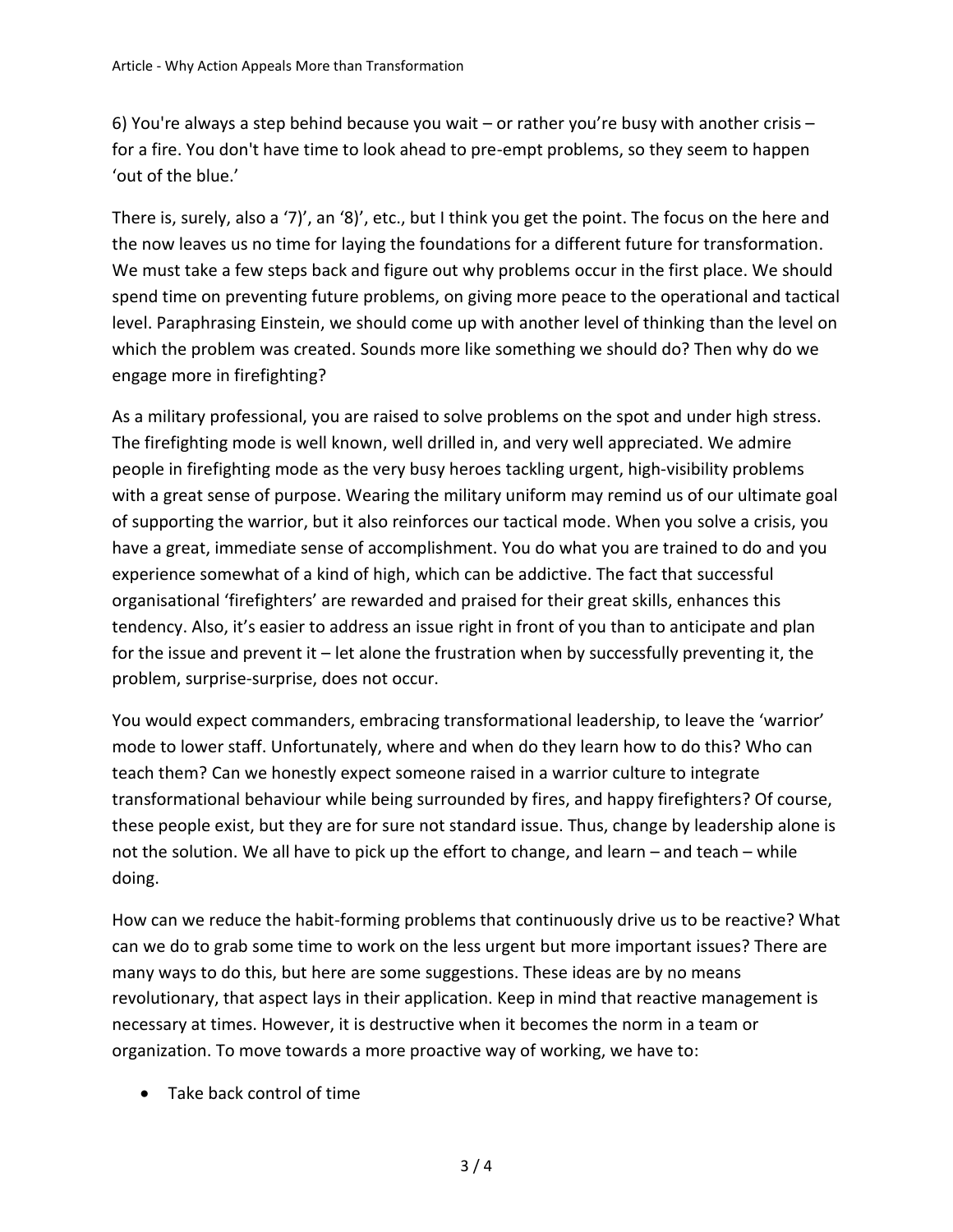6) You're always a step behind because you wait – or rather you're busy with another crisis – for a fire. You don't have time to look ahead to pre-empt problems, so they seem to happen 'out of the blue.'

There is, surely, also a '7)', an '8)', etc., but I think you get the point. The focus on the here and the now leaves us no time for laying the foundations for a different future for transformation. We must take a few steps back and figure out why problems occur in the first place. We should spend time on preventing future problems, on giving more peace to the operational and tactical level. Paraphrasing Einstein, we should come up with another level of thinking than the level on which the problem was created. Sounds more like something we should do? Then why do we engage more in firefighting?

As a military professional, you are raised to solve problems on the spot and under high stress. The firefighting mode is well known, well drilled in, and very well appreciated. We admire people in firefighting mode as the very busy heroes tackling urgent, high-visibility problems with a great sense of purpose. Wearing the military uniform may remind us of our ultimate goal of supporting the warrior, but it also reinforces our tactical mode. When you solve a crisis, you have a great, immediate sense of accomplishment. You do what you are trained to do and you experience somewhat of a kind of high, which can be addictive. The fact that successful organisational 'firefighters' are rewarded and praised for their great skills, enhances this tendency. Also, it's easier to address an issue right in front of you than to anticipate and plan for the issue and prevent it – let alone the frustration when by successfully preventing it, the problem, surprise-surprise, does not occur.

You would expect commanders, embracing transformational leadership, to leave the 'warrior' mode to lower staff. Unfortunately, where and when do they learn how to do this? Who can teach them? Can we honestly expect someone raised in a warrior culture to integrate transformational behaviour while being surrounded by fires, and happy firefighters? Of course, these people exist, but they are for sure not standard issue. Thus, change by leadership alone is not the solution. We all have to pick up the effort to change, and learn – and teach – while doing.

How can we reduce the habit-forming problems that continuously drive us to be reactive? What can we do to grab some time to work on the less urgent but more important issues? There are many ways to do this, but here are some suggestions. These ideas are by no means revolutionary, that aspect lays in their application. Keep in mind that reactive management is necessary at times. However, it is destructive when it becomes the norm in a team or organization. To move towards a more proactive way of working, we have to:

- Take back control of time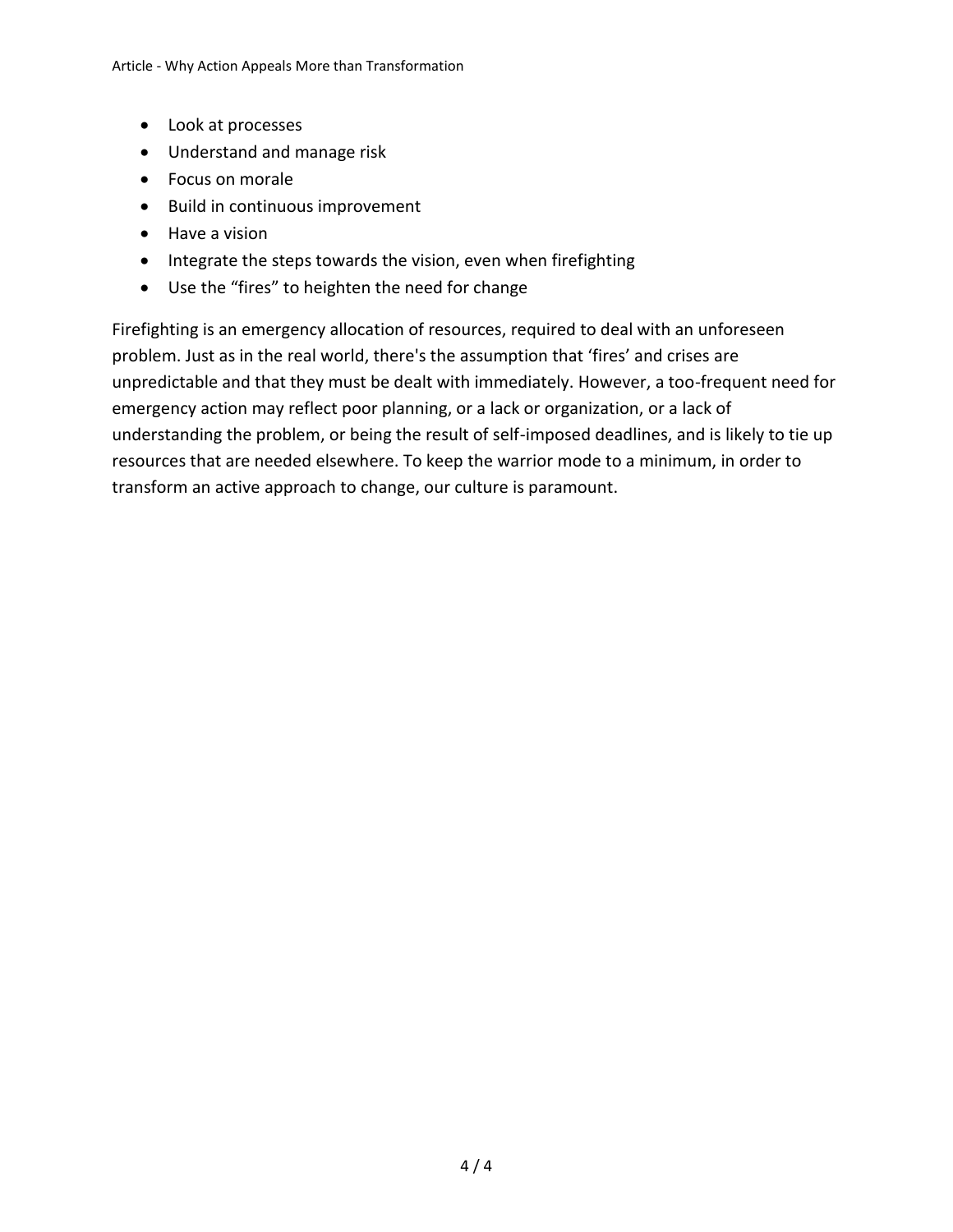- Look at processes
- Understand and manage risk
- Focus on morale
- Build in continuous improvement
- Have a vision
- Integrate the steps towards the vision, even when firefighting
- Use the "fires" to heighten the need for change

Firefighting is an emergency allocation of resources, required to deal with an unforeseen problem. Just as in the real world, there's the assumption that 'fires' and crises are unpredictable and that they must be dealt with immediately. However, a too-frequent need for emergency action may reflect poor planning, or a lack or organization, or a lack of understanding the problem, or being the result of self-imposed deadlines, and is likely to tie up resources that are needed elsewhere. To keep the warrior mode to a minimum, in order to transform an active approach to change, our culture is paramount.